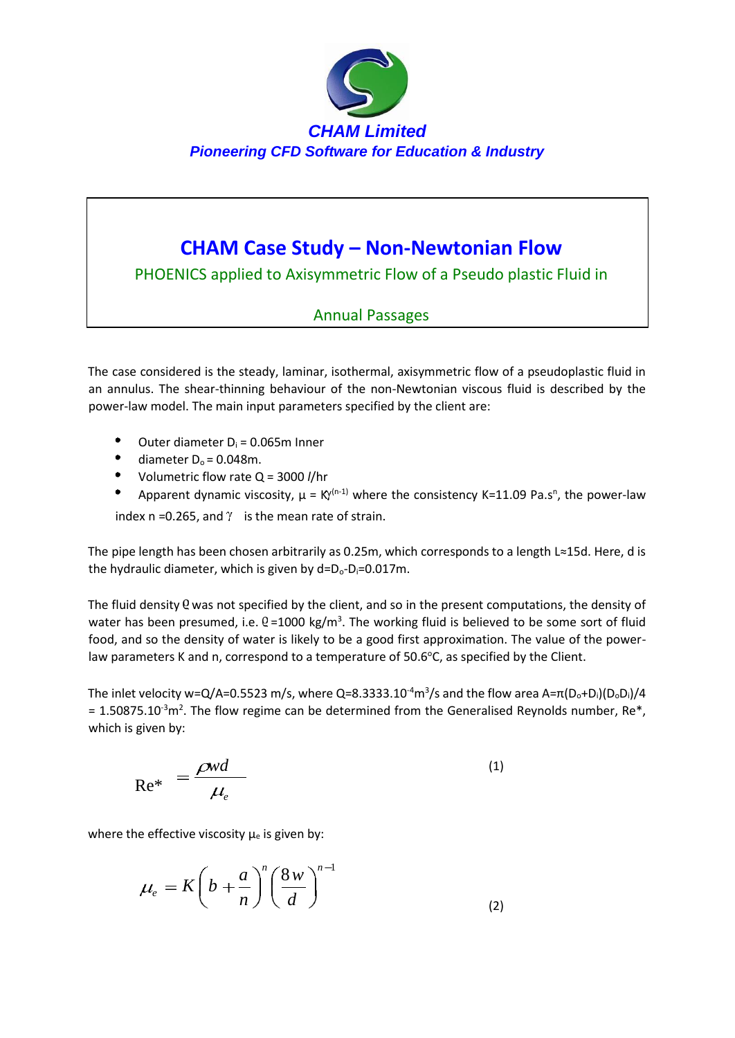**CHAM Limited**

***Pioneering CFD Software for Education & Industry***

# CHAM Case Study – Non-Newtonian Flow

PHOENICS applied to Axisymmetric Flow of a Pseudo plastic Fluid in

Annual Passages

The case considered is the steady, laminar, isothermal, axisymmetric flow of a pseudoplastic fluid in an annulus. The shear-thinning behaviour of the non-Newtonian viscous fluid is described by the power-law model. The main input parameters specified by the client are:

- Outer diameter $D_i$ = 0.065m Inner
- diameter $D_o$ = 0.048m.
- Volumetric flow rate Q = 3000 *l*/hr
- Apparent dynamic viscosity, $\mu = K\gamma^{(n-1)}$ where the consistency K=11.09 Pa.s$^n$, the power-law index n =0.265, and $\gamma$ is the mean rate of strain.

The pipe length has been chosen arbitrarily as 0.25m, which corresponds to a length L≈15d. Here, d is the hydraulic diameter, which is given by $d=D_o-D_i=0.017$m.

The fluid density $\rho$ was not specified by the client, and so in the present computations, the density of water has been presumed, i.e. $\rho$=1000 kg/m$^3$. The working fluid is believed to be some sort of fluid food, and so the density of water is likely to be a good first approximation. The value of the power-law parameters K and n, correspond to a temperature of 50.6°C, as specified by the Client.

The inlet velocity w=Q/A=0.5523 m/s, where Q=8.3333.10$^{-4}$m$^3$/s and the flow area $A=\pi(D_o+D_i)(D_oD_i)/4$ = 1.50875.10$^{-3}$m$^2$. The flow regime can be determined from the Generalised Reynolds number, Re*, which is given by:

$$\text{Re}^* = \frac{\rho w d}{\mu_e} \tag{1}$$

where the effective viscosity $\mu_e$ is given by:

$$\mu_e = K\left(b + \frac{a}{n}\right)^n \left(\frac{8w}{d}\right)^{n-1} \tag{2}$$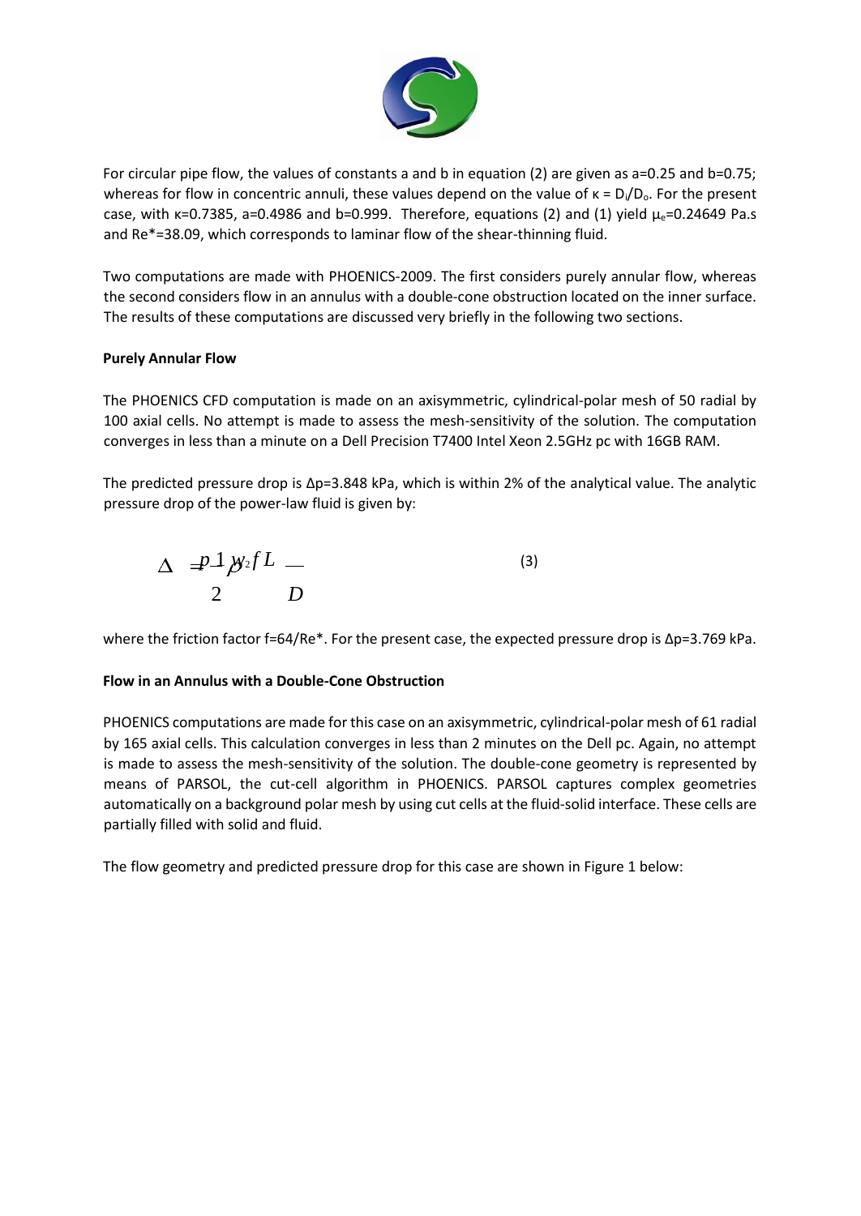For circular pipe flow, the values of constants a and b in equation (2) are given as a=0.25 and b=0.75; whereas for flow in concentric annuli, these values depend on the value of $\kappa = D_i/D_o$. For the present case, with κ=0.7385, a=0.4986 and b=0.999. Therefore, equations (2) and (1) yield $\mu_e$=0.24649 Pa.s and Re*=38.09, which corresponds to laminar flow of the shear-thinning fluid.

Two computations are made with PHOENICS-2009. The first considers purely annular flow, whereas the second considers flow in an annulus with a double-cone obstruction located on the inner surface. The results of these computations are discussed very briefly in the following two sections.

**Purely Annular Flow**

The PHOENICS CFD computation is made on an axisymmetric, cylindrical-polar mesh of 50 radial by 100 axial cells. No attempt is made to assess the mesh-sensitivity of the solution. The computation converges in less than a minute on a Dell Precision T7400 Intel Xeon 2.5GHz pc with 16GB RAM.

The predicted pressure drop is Δp=3.848 kPa, which is within 2% of the analytical value. The analytic pressure drop of the power-law fluid is given by:

$$\Delta p = \frac{1}{2} \rho W^2 f \frac{L}{D} \qquad (3)$$

where the friction factor f=64/Re*. For the present case, the expected pressure drop is Δp=3.769 kPa.

**Flow in an Annulus with a Double-Cone Obstruction**

PHOENICS computations are made for this case on an axisymmetric, cylindrical-polar mesh of 61 radial by 165 axial cells. This calculation converges in less than 2 minutes on the Dell pc. Again, no attempt is made to assess the mesh-sensitivity of the solution. The double-cone geometry is represented by means of PARSOL, the cut-cell algorithm in PHOENICS. PARSOL captures complex geometries automatically on a background polar mesh by using cut cells at the fluid-solid interface. These cells are partially filled with solid and fluid.

The flow geometry and predicted pressure drop for this case are shown in Figure 1 below: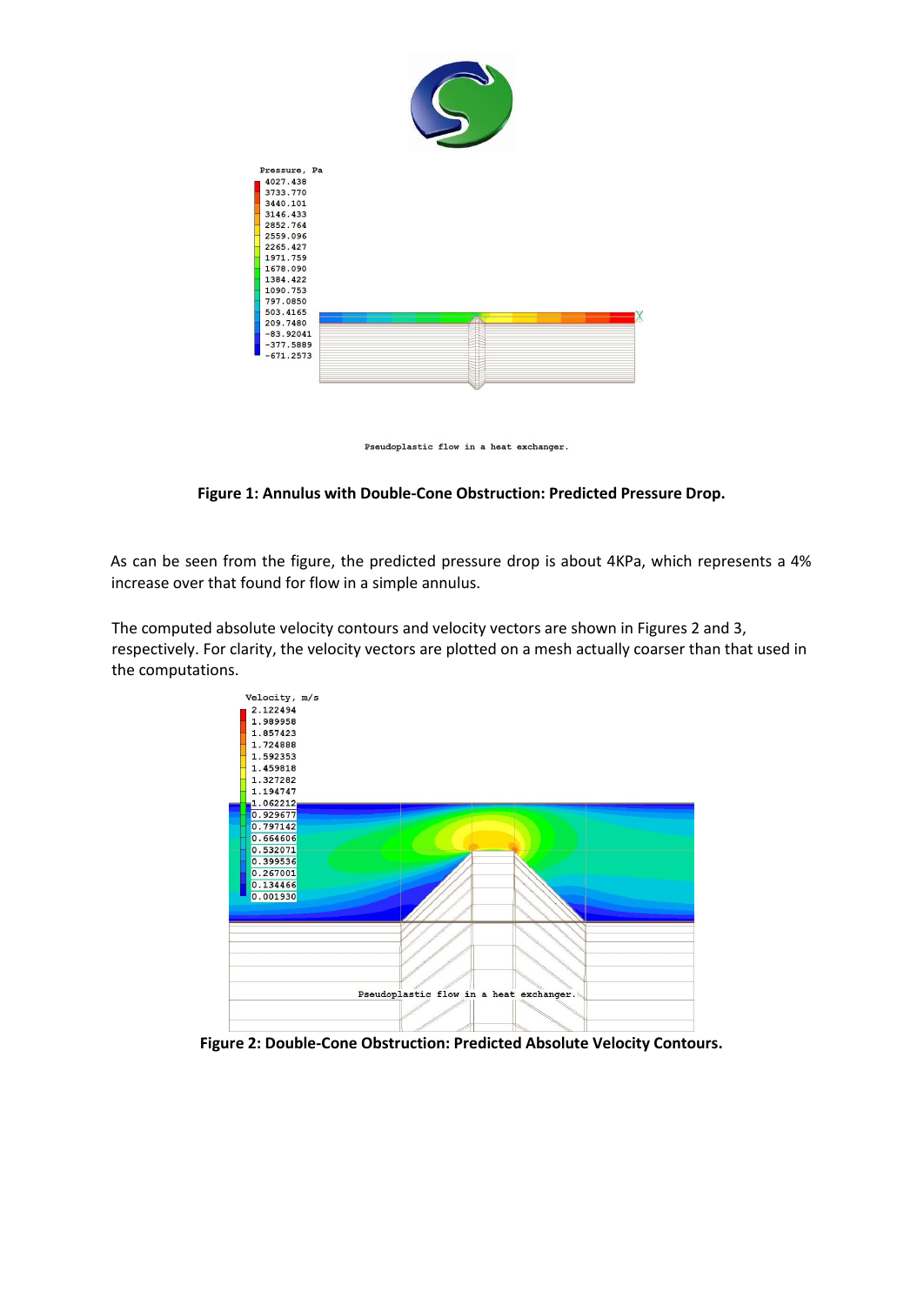**Figure 1: Annulus with Double-Cone Obstruction: Predicted Pressure Drop.**

As can be seen from the figure, the predicted pressure drop is about 4KPa, which represents a 4% increase over that found for flow in a simple annulus.

The computed absolute velocity contours and velocity vectors are shown in Figures 2 and 3, respectively. For clarity, the velocity vectors are plotted on a mesh actually coarser than that used in the computations.

**Figure 2: Double-Cone Obstruction: Predicted Absolute Velocity Contours.**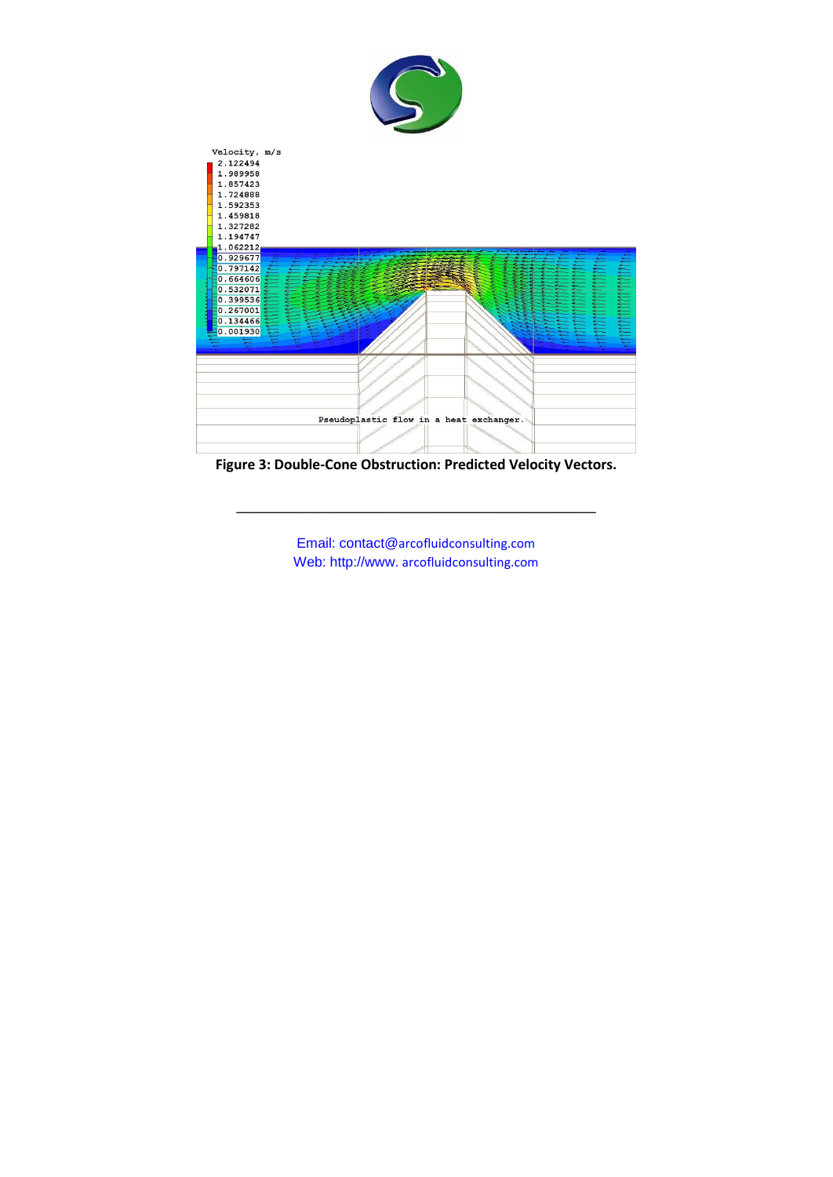Velocity, m/s

2.122494
1.989958
1.857423
1.724888
1.592353
1.459818
1.327282
1.194747
1.062212
0.929677
0.797142
0.664606
0.532071
0.399536
0.267001
0.134466
0.001930

Pseudoplastic flow in a heat exchanger.

**Figure 3: Double-Cone Obstruction: Predicted Velocity Vectors.**

---

Email: contact@arcofluidconsulting.com
Web: http://www. arcofluidconsulting.com